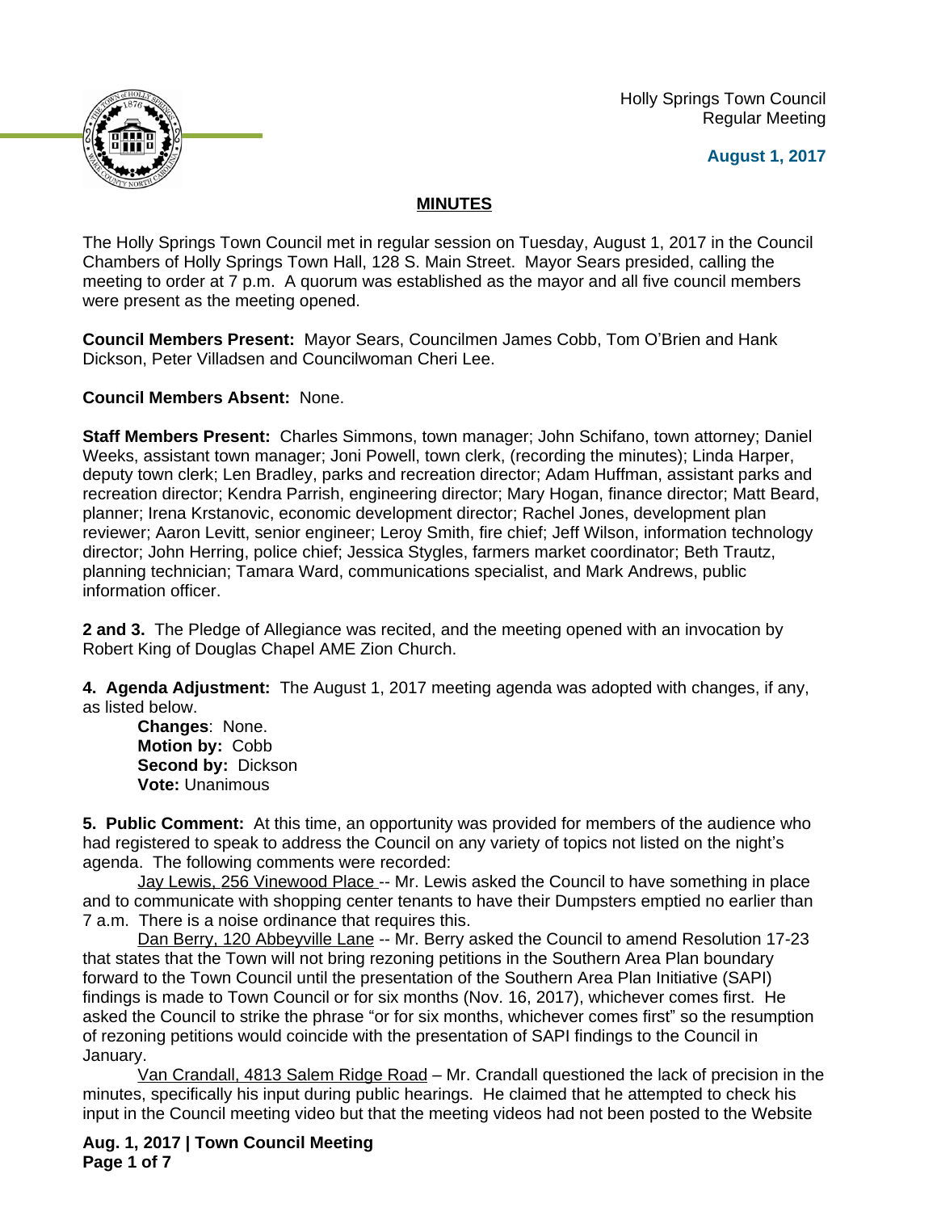Holly Springs Town Council
Regular Meeting

**August 1, 2017**

## MINUTES

The Holly Springs Town Council met in regular session on Tuesday, August 1, 2017 in the Council Chambers of Holly Springs Town Hall, 128 S. Main Street. Mayor Sears presided, calling the meeting to order at 7 p.m. A quorum was established as the mayor and all five council members were present as the meeting opened.

**Council Members Present:** Mayor Sears, Councilmen James Cobb, Tom O'Brien and Hank Dickson, Peter Villadsen and Councilwoman Cheri Lee.

**Council Members Absent:** None.

**Staff Members Present:** Charles Simmons, town manager; John Schifano, town attorney; Daniel Weeks, assistant town manager; Joni Powell, town clerk, (recording the minutes); Linda Harper, deputy town clerk; Len Bradley, parks and recreation director; Adam Huffman, assistant parks and recreation director; Kendra Parrish, engineering director; Mary Hogan, finance director; Matt Beard, planner; Irena Krstanovic, economic development director; Rachel Jones, development plan reviewer; Aaron Levitt, senior engineer; Leroy Smith, fire chief; Jeff Wilson, information technology director; John Herring, police chief; Jessica Stygles, farmers market coordinator; Beth Trautz, planning technician; Tamara Ward, communications specialist, and Mark Andrews, public information officer.

**2 and 3.** The Pledge of Allegiance was recited, and the meeting opened with an invocation by Robert King of Douglas Chapel AME Zion Church.

**4. Agenda Adjustment:** The August 1, 2017 meeting agenda was adopted with changes, if any, as listed below.

**Changes**: None.
**Motion by:** Cobb
**Second by:** Dickson
**Vote:** Unanimous

**5. Public Comment:** At this time, an opportunity was provided for members of the audience who had registered to speak to address the Council on any variety of topics not listed on the night's agenda. The following comments were recorded:

Jay Lewis, 256 Vinewood Place -- Mr. Lewis asked the Council to have something in place and to communicate with shopping center tenants to have their Dumpsters emptied no earlier than 7 a.m. There is a noise ordinance that requires this.

Dan Berry, 120 Abbeyville Lane -- Mr. Berry asked the Council to amend Resolution 17-23 that states that the Town will not bring rezoning petitions in the Southern Area Plan boundary forward to the Town Council until the presentation of the Southern Area Plan Initiative (SAPI) findings is made to Town Council or for six months (Nov. 16, 2017), whichever comes first. He asked the Council to strike the phrase "or for six months, whichever comes first" so the resumption of rezoning petitions would coincide with the presentation of SAPI findings to the Council in January.

Van Crandall, 4813 Salem Ridge Road – Mr. Crandall questioned the lack of precision in the minutes, specifically his input during public hearings. He claimed that he attempted to check his input in the Council meeting video but that the meeting videos had not been posted to the Website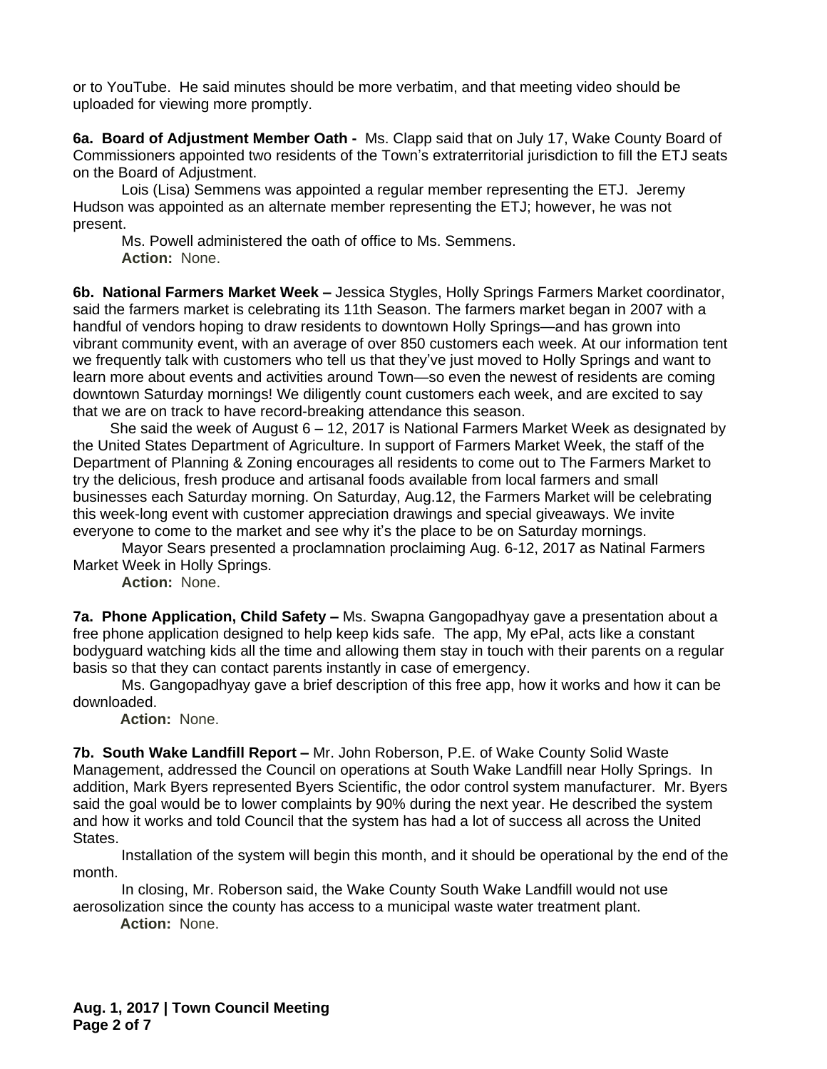or to YouTube. He said minutes should be more verbatim, and that meeting video should be uploaded for viewing more promptly.

**6a. Board of Adjustment Member Oath -** Ms. Clapp said that on July 17, Wake County Board of Commissioners appointed two residents of the Town's extraterritorial jurisdiction to fill the ETJ seats on the Board of Adjustment.

Lois (Lisa) Semmens was appointed a regular member representing the ETJ. Jeremy Hudson was appointed as an alternate member representing the ETJ; however, he was not present.

Ms. Powell administered the oath of office to Ms. Semmens.

**Action:** None.

**6b. National Farmers Market Week –** Jessica Stygles, Holly Springs Farmers Market coordinator, said the farmers market is celebrating its 11th Season. The farmers market began in 2007 with a handful of vendors hoping to draw residents to downtown Holly Springs—and has grown into vibrant community event, with an average of over 850 customers each week. At our information tent we frequently talk with customers who tell us that they've just moved to Holly Springs and want to learn more about events and activities around Town—so even the newest of residents are coming downtown Saturday mornings! We diligently count customers each week, and are excited to say that we are on track to have record-breaking attendance this season.

She said the week of August 6 – 12, 2017 is National Farmers Market Week as designated by the United States Department of Agriculture. In support of Farmers Market Week, the staff of the Department of Planning & Zoning encourages all residents to come out to The Farmers Market to try the delicious, fresh produce and artisanal foods available from local farmers and small businesses each Saturday morning. On Saturday, Aug.12, the Farmers Market will be celebrating this week-long event with customer appreciation drawings and special giveaways. We invite everyone to come to the market and see why it's the place to be on Saturday mornings.

Mayor Sears presented a proclamnation proclaiming Aug. 6-12, 2017 as Natinal Farmers Market Week in Holly Springs.

**Action:** None.

**7a. Phone Application, Child Safety –** Ms. Swapna Gangopadhyay gave a presentation about a free phone application designed to help keep kids safe. The app, My ePal, acts like a constant bodyguard watching kids all the time and allowing them stay in touch with their parents on a regular basis so that they can contact parents instantly in case of emergency.

Ms. Gangopadhyay gave a brief description of this free app, how it works and how it can be downloaded.

**Action:** None.

**7b. South Wake Landfill Report –** Mr. John Roberson, P.E. of Wake County Solid Waste Management, addressed the Council on operations at South Wake Landfill near Holly Springs. In addition, Mark Byers represented Byers Scientific, the odor control system manufacturer. Mr. Byers said the goal would be to lower complaints by 90% during the next year. He described the system and how it works and told Council that the system has had a lot of success all across the United States.

Installation of the system will begin this month, and it should be operational by the end of the month.

In closing, Mr. Roberson said, the Wake County South Wake Landfill would not use aerosolization since the county has access to a municipal waste water treatment plant.

**Action:** None.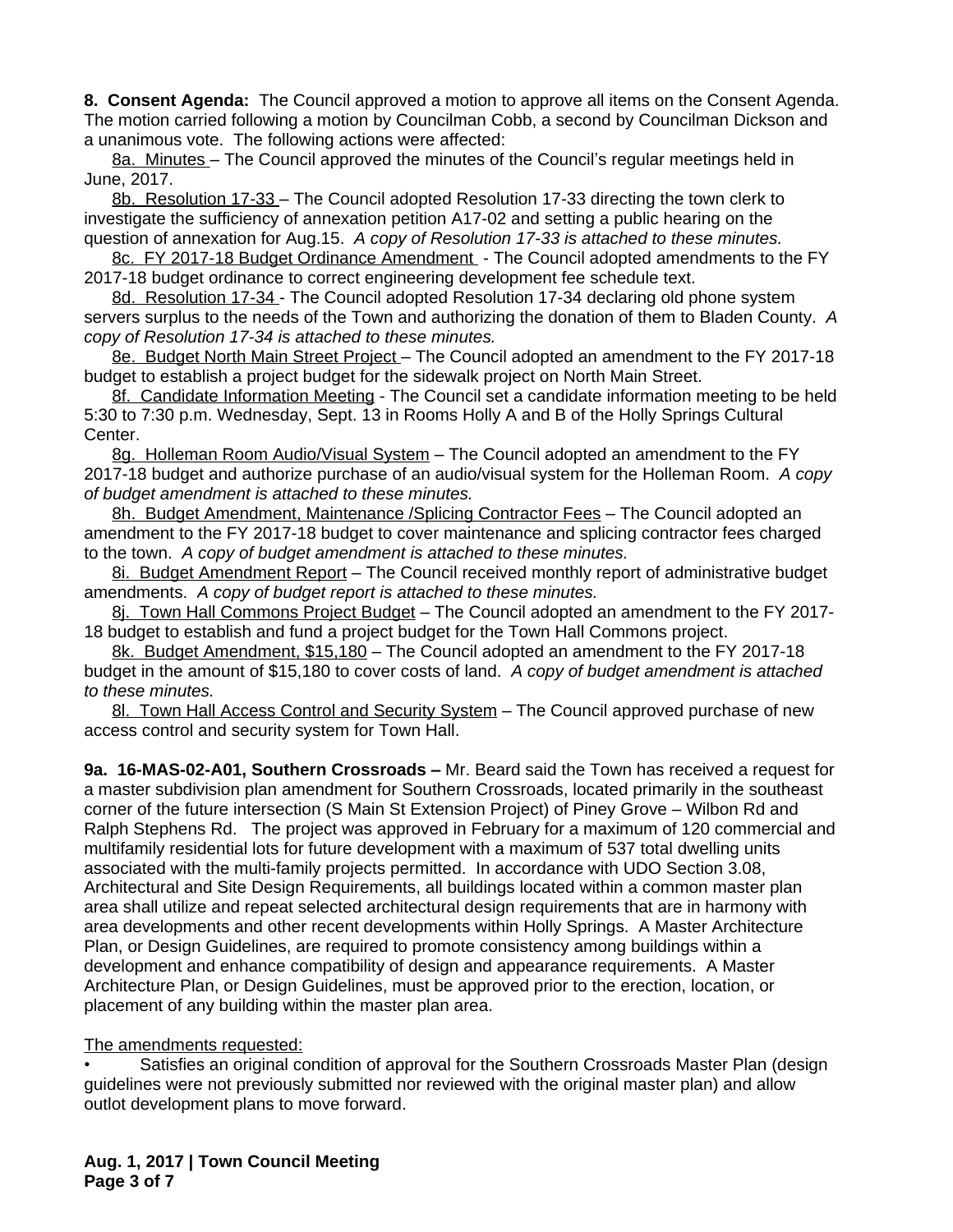**8. Consent Agenda:** The Council approved a motion to approve all items on the Consent Agenda. The motion carried following a motion by Councilman Cobb, a second by Councilman Dickson and a unanimous vote. The following actions were affected:

8a. Minutes – The Council approved the minutes of the Council's regular meetings held in June, 2017.

8b. Resolution 17-33 – The Council adopted Resolution 17-33 directing the town clerk to investigate the sufficiency of annexation petition A17-02 and setting a public hearing on the question of annexation for Aug.15. *A copy of Resolution 17-33 is attached to these minutes.*

8c. FY 2017-18 Budget Ordinance Amendment - The Council adopted amendments to the FY 2017-18 budget ordinance to correct engineering development fee schedule text.

8d. Resolution 17-34 - The Council adopted Resolution 17-34 declaring old phone system servers surplus to the needs of the Town and authorizing the donation of them to Bladen County. *A copy of Resolution 17-34 is attached to these minutes.*

8e. Budget North Main Street Project – The Council adopted an amendment to the FY 2017-18 budget to establish a project budget for the sidewalk project on North Main Street.

8f. Candidate Information Meeting - The Council set a candidate information meeting to be held 5:30 to 7:30 p.m. Wednesday, Sept. 13 in Rooms Holly A and B of the Holly Springs Cultural Center.

8g. Holleman Room Audio/Visual System – The Council adopted an amendment to the FY 2017-18 budget and authorize purchase of an audio/visual system for the Holleman Room. *A copy of budget amendment is attached to these minutes.*

8h. Budget Amendment, Maintenance /Splicing Contractor Fees – The Council adopted an amendment to the FY 2017-18 budget to cover maintenance and splicing contractor fees charged to the town. *A copy of budget amendment is attached to these minutes.*

8i. Budget Amendment Report – The Council received monthly report of administrative budget amendments. *A copy of budget report is attached to these minutes.*

8j. Town Hall Commons Project Budget – The Council adopted an amendment to the FY 2017-18 budget to establish and fund a project budget for the Town Hall Commons project.

8k. Budget Amendment, $15,180 – The Council adopted an amendment to the FY 2017-18 budget in the amount of $15,180 to cover costs of land. *A copy of budget amendment is attached to these minutes.*

8l. Town Hall Access Control and Security System – The Council approved purchase of new access control and security system for Town Hall.

**9a. 16-MAS-02-A01, Southern Crossroads –** Mr. Beard said the Town has received a request for a master subdivision plan amendment for Southern Crossroads, located primarily in the southeast corner of the future intersection (S Main St Extension Project) of Piney Grove – Wilbon Rd and Ralph Stephens Rd. The project was approved in February for a maximum of 120 commercial and multifamily residential lots for future development with a maximum of 537 total dwelling units associated with the multi-family projects permitted. In accordance with UDO Section 3.08, Architectural and Site Design Requirements, all buildings located within a common master plan area shall utilize and repeat selected architectural design requirements that are in harmony with area developments and other recent developments within Holly Springs. A Master Architecture Plan, or Design Guidelines, are required to promote consistency among buildings within a development and enhance compatibility of design and appearance requirements. A Master Architecture Plan, or Design Guidelines, must be approved prior to the erection, location, or placement of any building within the master plan area.

The amendments requested:

- Satisfies an original condition of approval for the Southern Crossroads Master Plan (design guidelines were not previously submitted nor reviewed with the original master plan) and allow outlot development plans to move forward.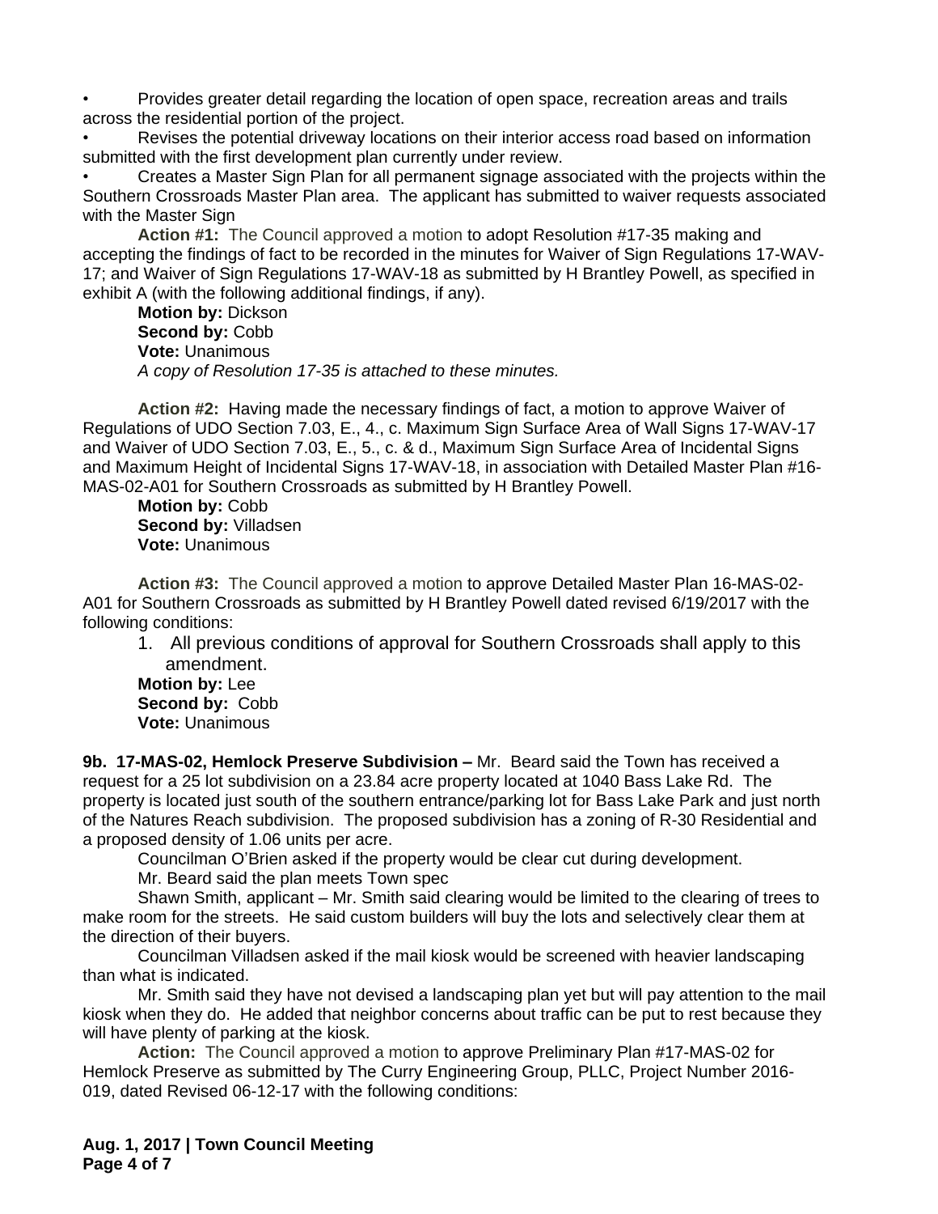- Provides greater detail regarding the location of open space, recreation areas and trails across the residential portion of the project.
- Revises the potential driveway locations on their interior access road based on information submitted with the first development plan currently under review.
- Creates a Master Sign Plan for all permanent signage associated with the projects within the Southern Crossroads Master Plan area. The applicant has submitted to waiver requests associated with the Master Sign

**Action #1:** The Council approved a motion to adopt Resolution #17-35 making and accepting the findings of fact to be recorded in the minutes for Waiver of Sign Regulations 17-WAV-17; and Waiver of Sign Regulations 17-WAV-18 as submitted by H Brantley Powell, as specified in exhibit A (with the following additional findings, if any).

**Motion by:** Dickson
**Second by:** Cobb
**Vote:** Unanimous
*A copy of Resolution 17-35 is attached to these minutes.*

**Action #2:** Having made the necessary findings of fact, a motion to approve Waiver of Regulations of UDO Section 7.03, E., 4., c. Maximum Sign Surface Area of Wall Signs 17-WAV-17 and Waiver of UDO Section 7.03, E., 5., c. & d., Maximum Sign Surface Area of Incidental Signs and Maximum Height of Incidental Signs 17-WAV-18, in association with Detailed Master Plan #16-MAS-02-A01 for Southern Crossroads as submitted by H Brantley Powell.

**Motion by:** Cobb
**Second by:** Villadsen
**Vote:** Unanimous

**Action #3:** The Council approved a motion to approve Detailed Master Plan 16-MAS-02-A01 for Southern Crossroads as submitted by H Brantley Powell dated revised 6/19/2017 with the following conditions:

1. All previous conditions of approval for Southern Crossroads shall apply to this amendment.

**Motion by:** Lee
**Second by:** Cobb
**Vote:** Unanimous

**9b. 17-MAS-02, Hemlock Preserve Subdivision –** Mr. Beard said the Town has received a request for a 25 lot subdivision on a 23.84 acre property located at 1040 Bass Lake Rd. The property is located just south of the southern entrance/parking lot for Bass Lake Park and just north of the Natures Reach subdivision. The proposed subdivision has a zoning of R-30 Residential and a proposed density of 1.06 units per acre.

Councilman O'Brien asked if the property would be clear cut during development.

Mr. Beard said the plan meets Town spec

Shawn Smith, applicant – Mr. Smith said clearing would be limited to the clearing of trees to make room for the streets. He said custom builders will buy the lots and selectively clear them at the direction of their buyers.

Councilman Villadsen asked if the mail kiosk would be screened with heavier landscaping than what is indicated.

Mr. Smith said they have not devised a landscaping plan yet but will pay attention to the mail kiosk when they do. He added that neighbor concerns about traffic can be put to rest because they will have plenty of parking at the kiosk.

**Action:** The Council approved a motion to approve Preliminary Plan #17-MAS-02 for Hemlock Preserve as submitted by The Curry Engineering Group, PLLC, Project Number 2016-019, dated Revised 06-12-17 with the following conditions: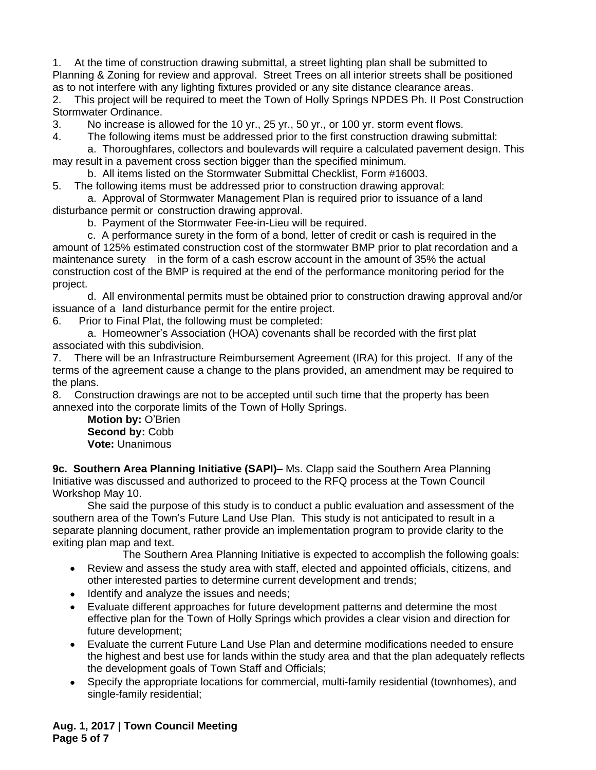1. At the time of construction drawing submittal, a street lighting plan shall be submitted to Planning & Zoning for review and approval. Street Trees on all interior streets shall be positioned as to not interfere with any lighting fixtures provided or any site distance clearance areas.
2. This project will be required to meet the Town of Holly Springs NPDES Ph. II Post Construction Stormwater Ordinance.
3. No increase is allowed for the 10 yr., 25 yr., 50 yr., or 100 yr. storm event flows.
4. The following items must be addressed prior to the first construction drawing submittal:
   a. Thoroughfares, collectors and boulevards will require a calculated pavement design. This may result in a pavement cross section bigger than the specified minimum.
   b. All items listed on the Stormwater Submittal Checklist, Form #16003.
5. The following items must be addressed prior to construction drawing approval:
   a. Approval of Stormwater Management Plan is required prior to issuance of a land disturbance permit or construction drawing approval.
   b. Payment of the Stormwater Fee-in-Lieu will be required.
   c. A performance surety in the form of a bond, letter of credit or cash is required in the amount of 125% estimated construction cost of the stormwater BMP prior to plat recordation and a maintenance surety in the form of a cash escrow account in the amount of 35% the actual construction cost of the BMP is required at the end of the performance monitoring period for the project.
   d. All environmental permits must be obtained prior to construction drawing approval and/or issuance of a land disturbance permit for the entire project.
6. Prior to Final Plat, the following must be completed:
   a. Homeowner's Association (HOA) covenants shall be recorded with the first plat associated with this subdivision.
7. There will be an Infrastructure Reimbursement Agreement (IRA) for this project. If any of the terms of the agreement cause a change to the plans provided, an amendment may be required to the plans.
8. Construction drawings are not to be accepted until such time that the property has been annexed into the corporate limits of the Town of Holly Springs.

**Motion by:** O'Brien
**Second by:** Cobb
**Vote:** Unanimous

**9c. Southern Area Planning Initiative (SAPI)–** Ms. Clapp said the Southern Area Planning Initiative was discussed and authorized to proceed to the RFQ process at the Town Council Workshop May 10.

She said the purpose of this study is to conduct a public evaluation and assessment of the southern area of the Town's Future Land Use Plan. This study is not anticipated to result in a separate planning document, rather provide an implementation program to provide clarity to the exiting plan map and text.

The Southern Area Planning Initiative is expected to accomplish the following goals:

- Review and assess the study area with staff, elected and appointed officials, citizens, and other interested parties to determine current development and trends;
- Identify and analyze the issues and needs;
- Evaluate different approaches for future development patterns and determine the most effective plan for the Town of Holly Springs which provides a clear vision and direction for future development;
- Evaluate the current Future Land Use Plan and determine modifications needed to ensure the highest and best use for lands within the study area and that the plan adequately reflects the development goals of Town Staff and Officials;
- Specify the appropriate locations for commercial, multi-family residential (townhomes), and single-family residential;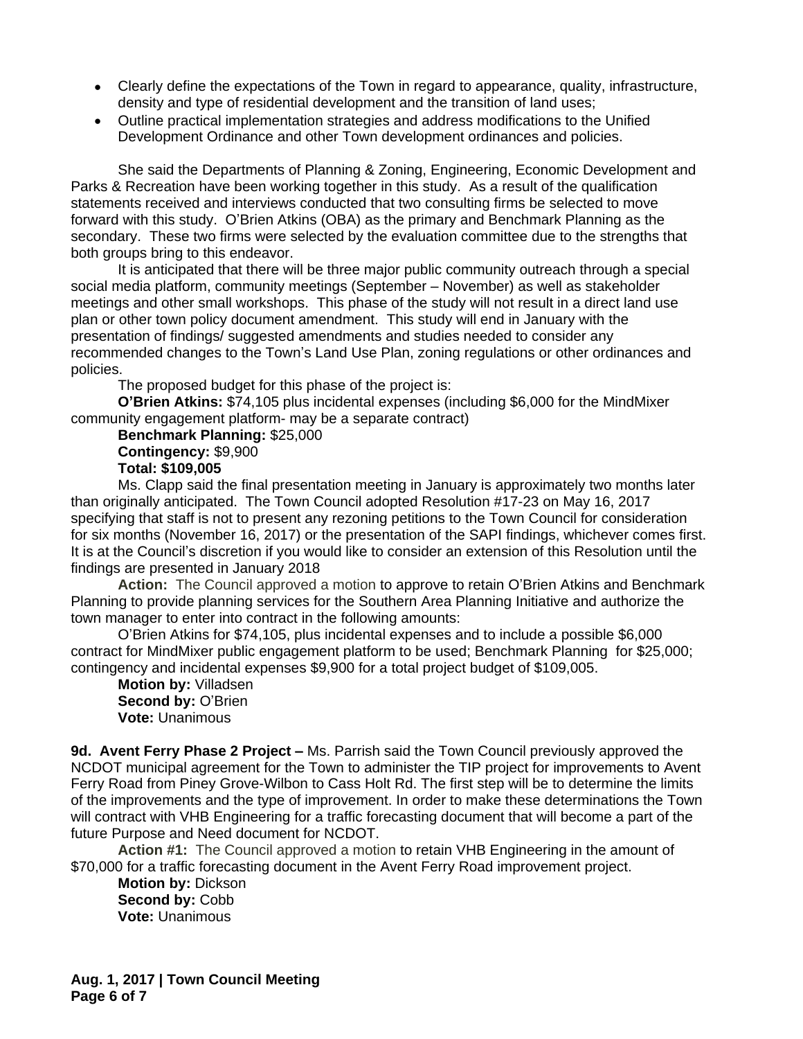- Clearly define the expectations of the Town in regard to appearance, quality, infrastructure, density and type of residential development and the transition of land uses;
- Outline practical implementation strategies and address modifications to the Unified Development Ordinance and other Town development ordinances and policies.

She said the Departments of Planning & Zoning, Engineering, Economic Development and Parks & Recreation have been working together in this study. As a result of the qualification statements received and interviews conducted that two consulting firms be selected to move forward with this study. O'Brien Atkins (OBA) as the primary and Benchmark Planning as the secondary. These two firms were selected by the evaluation committee due to the strengths that both groups bring to this endeavor.

It is anticipated that there will be three major public community outreach through a special social media platform, community meetings (September – November) as well as stakeholder meetings and other small workshops. This phase of the study will not result in a direct land use plan or other town policy document amendment. This study will end in January with the presentation of findings/ suggested amendments and studies needed to consider any recommended changes to the Town's Land Use Plan, zoning regulations or other ordinances and policies.

The proposed budget for this phase of the project is:

**O'Brien Atkins:** $74,105 plus incidental expenses (including $6,000 for the MindMixer community engagement platform- may be a separate contract)

**Benchmark Planning:** $25,000

**Contingency:** $9,900

**Total: $109,005**

Ms. Clapp said the final presentation meeting in January is approximately two months later than originally anticipated. The Town Council adopted Resolution #17-23 on May 16, 2017 specifying that staff is not to present any rezoning petitions to the Town Council for consideration for six months (November 16, 2017) or the presentation of the SAPI findings, whichever comes first. It is at the Council's discretion if you would like to consider an extension of this Resolution until the findings are presented in January 2018

**Action:** The Council approved a motion to approve to retain O'Brien Atkins and Benchmark Planning to provide planning services for the Southern Area Planning Initiative and authorize the town manager to enter into contract in the following amounts:

O'Brien Atkins for $74,105, plus incidental expenses and to include a possible $6,000 contract for MindMixer public engagement platform to be used; Benchmark Planning for $25,000; contingency and incidental expenses $9,900 for a total project budget of $109,005.

**Motion by:** Villadsen
**Second by:** O'Brien
**Vote:** Unanimous

**9d. Avent Ferry Phase 2 Project –** Ms. Parrish said the Town Council previously approved the NCDOT municipal agreement for the Town to administer the TIP project for improvements to Avent Ferry Road from Piney Grove-Wilbon to Cass Holt Rd. The first step will be to determine the limits of the improvements and the type of improvement. In order to make these determinations the Town will contract with VHB Engineering for a traffic forecasting document that will become a part of the future Purpose and Need document for NCDOT.

**Action #1:** The Council approved a motion to retain VHB Engineering in the amount of $70,000 for a traffic forecasting document in the Avent Ferry Road improvement project.

**Motion by:** Dickson
**Second by:** Cobb
**Vote:** Unanimous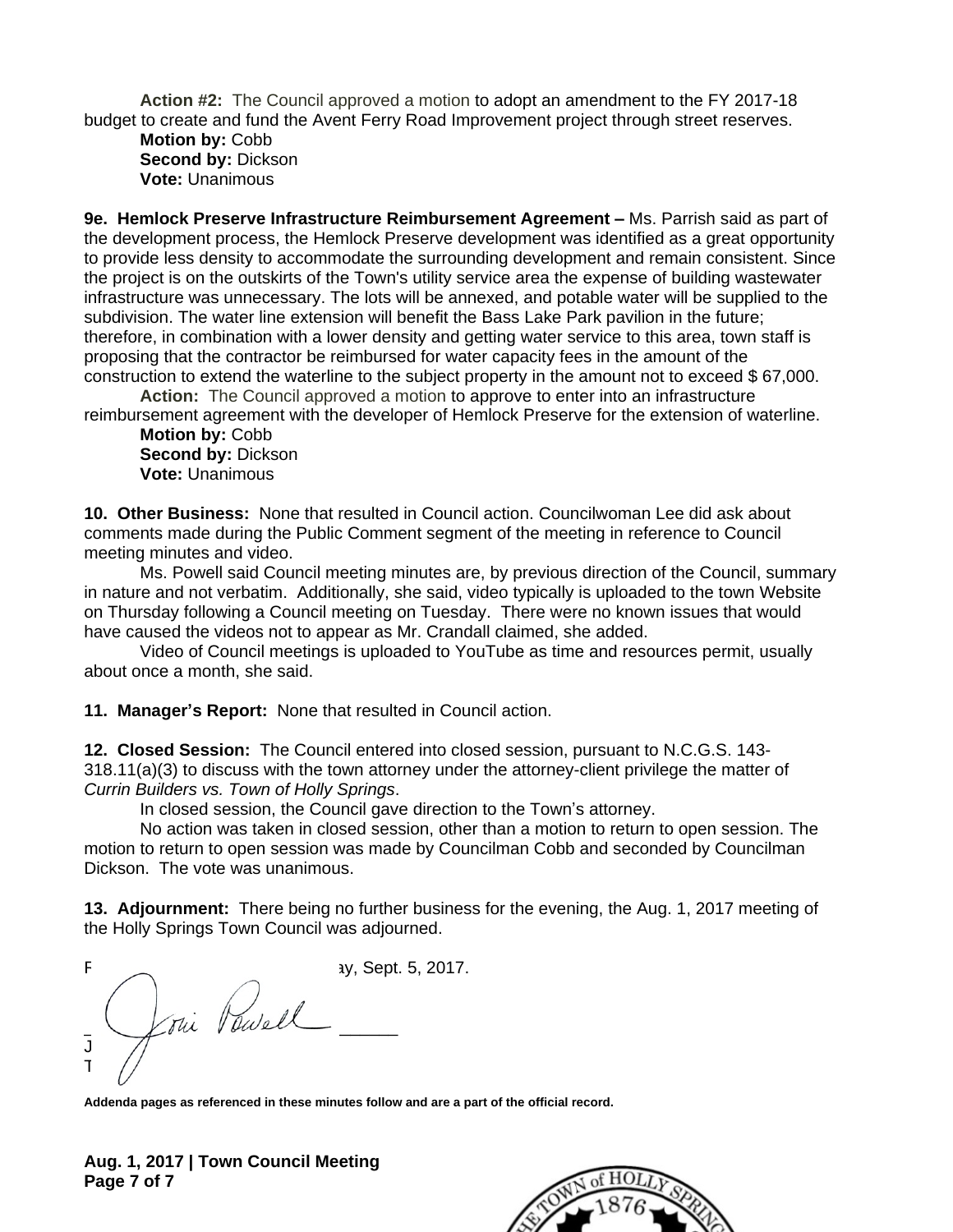**Action #2:** The Council approved a motion to adopt an amendment to the FY 2017-18 budget to create and fund the Avent Ferry Road Improvement project through street reserves.

**Motion by:** Cobb
**Second by:** Dickson
**Vote:** Unanimous

**9e. Hemlock Preserve Infrastructure Reimbursement Agreement –** Ms. Parrish said as part of the development process, the Hemlock Preserve development was identified as a great opportunity to provide less density to accommodate the surrounding development and remain consistent. Since the project is on the outskirts of the Town's utility service area the expense of building wastewater infrastructure was unnecessary. The lots will be annexed, and potable water will be supplied to the subdivision. The water line extension will benefit the Bass Lake Park pavilion in the future; therefore, in combination with a lower density and getting water service to this area, town staff is proposing that the contractor be reimbursed for water capacity fees in the amount of the construction to extend the waterline to the subject property in the amount not to exceed $ 67,000.

**Action:** The Council approved a motion to approve to enter into an infrastructure reimbursement agreement with the developer of Hemlock Preserve for the extension of waterline.

**Motion by:** Cobb
**Second by:** Dickson
**Vote:** Unanimous

**10. Other Business:** None that resulted in Council action. Councilwoman Lee did ask about comments made during the Public Comment segment of the meeting in reference to Council meeting minutes and video.

Ms. Powell said Council meeting minutes are, by previous direction of the Council, summary in nature and not verbatim. Additionally, she said, video typically is uploaded to the town Website on Thursday following a Council meeting on Tuesday. There were no known issues that would have caused the videos not to appear as Mr. Crandall claimed, she added.

Video of Council meetings is uploaded to YouTube as time and resources permit, usually about once a month, she said.

**11. Manager's Report:** None that resulted in Council action.

**12. Closed Session:** The Council entered into closed session, pursuant to N.C.G.S. 143-318.11(a)(3) to discuss with the town attorney under the attorney-client privilege the matter of *Currin Builders vs. Town of Holly Springs*.

In closed session, the Council gave direction to the Town's attorney.

No action was taken in closed session, other than a motion to return to open session. The motion to return to open session was made by Councilman Cobb and seconded by Councilman Dickson. The vote was unanimous.

**13. Adjournment:** There being no further business for the evening, the Aug. 1, 2017 meeting of the Holly Springs Town Council was adjourned.

F ay, Sept. 5, 2017.

_______________________

J

T

**Addenda pages as referenced in these minutes follow and are a part of the official record.**